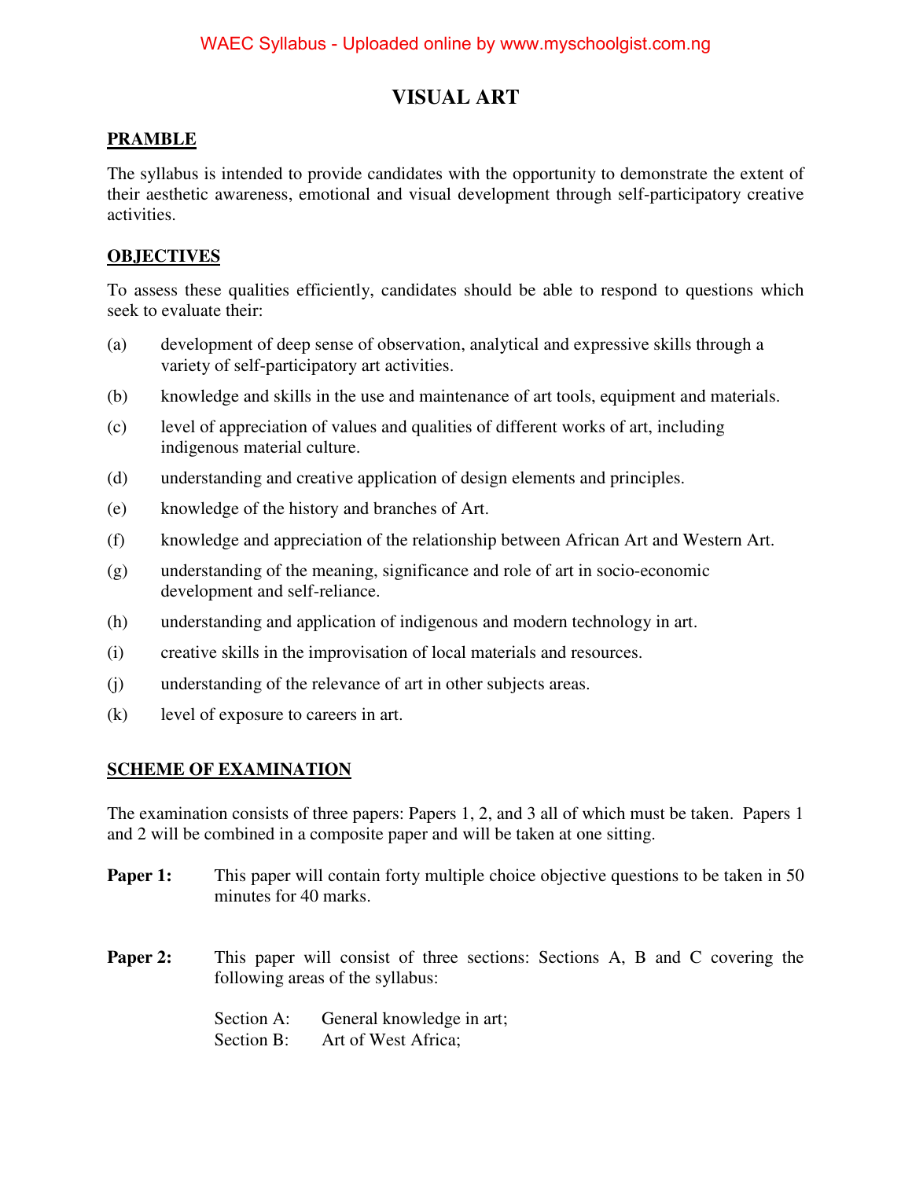# VISUAL ART

## PRAMBLE

The syllabus is intended to provide candidates with the opportunity to demonstrate the extent of their aesthetic awareness, emotional and visual development through self-participatory creative activities.

## OBJECTIVES

To assess these qualities efficiently, candidates should be able to respond to questions which seek to evaluate their:

(a) development of deep sense of observation, analytical and expressive skills through a variety of self-participatory art activities.

(b) knowledge and skills in the use and maintenance of art tools, equipment and materials.

(c) level of appreciation of values and qualities of different works of art, including indigenous material culture.

(d) understanding and creative application of design elements and principles.

(e) knowledge of the history and branches of Art.

(f) knowledge and appreciation of the relationship between African Art and Western Art.

(g) understanding of the meaning, significance and role of art in socio-economic development and self-reliance.

(h) understanding and application of indigenous and modern technology in art.

(i) creative skills in the improvisation of local materials and resources.

(j) understanding of the relevance of art in other subjects areas.

(k) level of exposure to careers in art.

## SCHEME OF EXAMINATION

The examination consists of three papers: Papers 1, 2, and 3 all of which must be taken. Papers 1 and 2 will be combined in a composite paper and will be taken at one sitting.

**Paper 1:** This paper will contain forty multiple choice objective questions to be taken in 50 minutes for 40 marks.

**Paper 2:** This paper will consist of three sections: Sections A, B and C covering the following areas of the syllabus:

Section A: General knowledge in art;
Section B: Art of West Africa;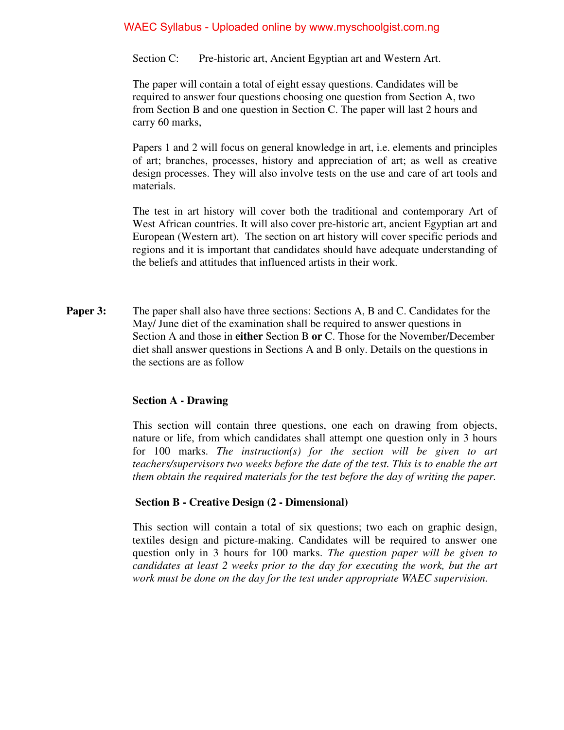Section C: Pre-historic art, Ancient Egyptian art and Western Art.

The paper will contain a total of eight essay questions. Candidates will be required to answer four questions choosing one question from Section A, two from Section B and one question in Section C. The paper will last 2 hours and carry 60 marks,

Papers 1 and 2 will focus on general knowledge in art, i.e. elements and principles of art; branches, processes, history and appreciation of art; as well as creative design processes. They will also involve tests on the use and care of art tools and materials.

The test in art history will cover both the traditional and contemporary Art of West African countries. It will also cover pre-historic art, ancient Egyptian art and European (Western art). The section on art history will cover specific periods and regions and it is important that candidates should have adequate understanding of the beliefs and attitudes that influenced artists in their work.

**Paper 3:** The paper shall also have three sections: Sections A, B and C. Candidates for the May/ June diet of the examination shall be required to answer questions in Section A and those in **either** Section B **or** C. Those for the November/December diet shall answer questions in Sections A and B only. Details on the questions in the sections are as follow

**Section A - Drawing**

This section will contain three questions, one each on drawing from objects, nature or life, from which candidates shall attempt one question only in 3 hours for 100 marks. *The instruction(s) for the section will be given to art teachers/supervisors two weeks before the date of the test. This is to enable the art them obtain the required materials for the test before the day of writing the paper.*

**Section B - Creative Design (2 - Dimensional)**

This section will contain a total of six questions; two each on graphic design, textiles design and picture-making. Candidates will be required to answer one question only in 3 hours for 100 marks. *The question paper will be given to candidates at least 2 weeks prior to the day for executing the work, but the art work must be done on the day for the test under appropriate WAEC supervision.*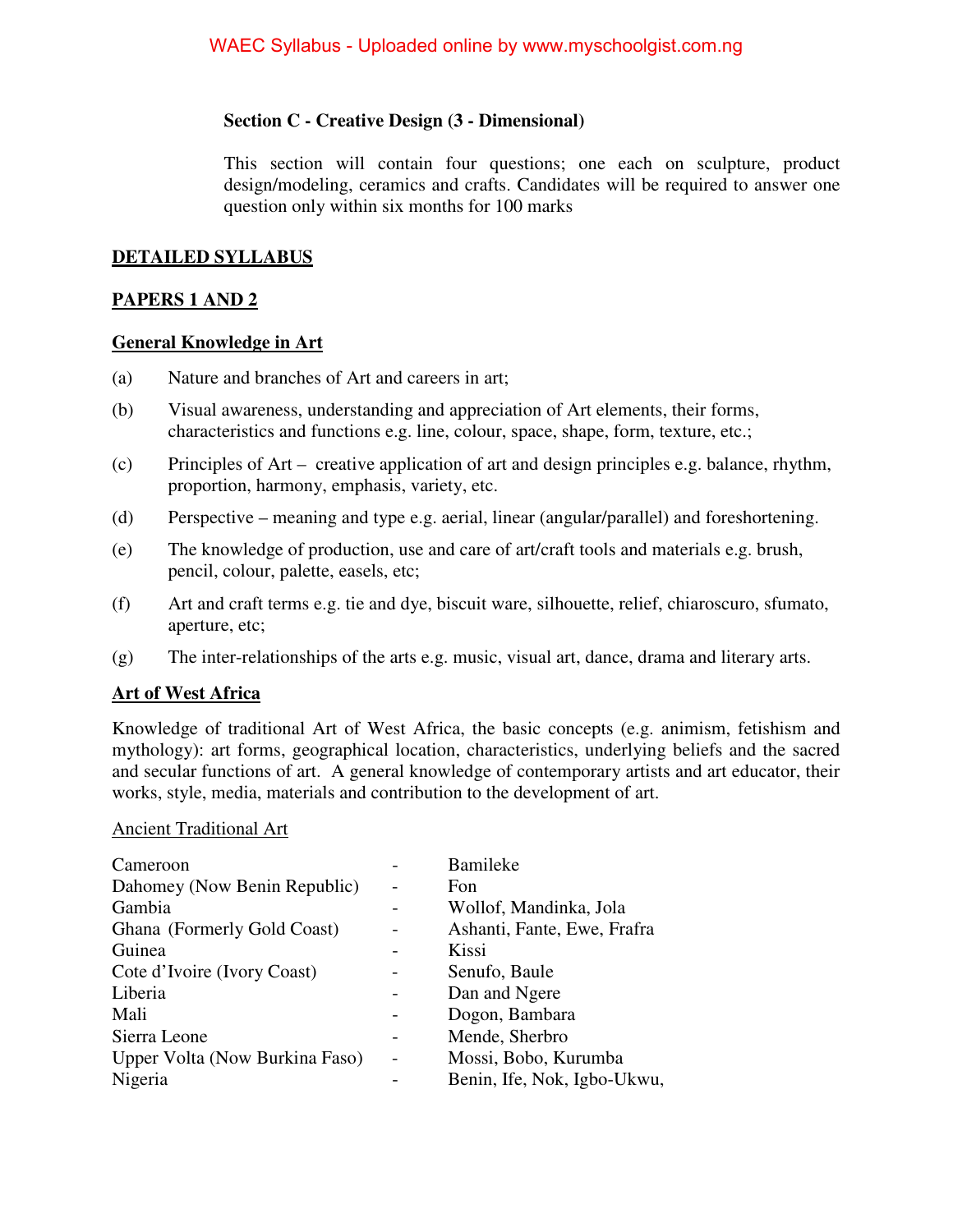**Section C - Creative Design (3 - Dimensional)**

This section will contain four questions; one each on sculpture, product design/modeling, ceramics and crafts. Candidates will be required to answer one question only within six months for 100 marks

## DETAILED SYLLABUS

## PAPERS 1 AND 2

### General Knowledge in Art

(a) Nature and branches of Art and careers in art;

(b) Visual awareness, understanding and appreciation of Art elements, their forms, characteristics and functions e.g. line, colour, space, shape, form, texture, etc.;

(c) Principles of Art – creative application of art and design principles e.g. balance, rhythm, proportion, harmony, emphasis, variety, etc.

(d) Perspective – meaning and type e.g. aerial, linear (angular/parallel) and foreshortening.

(e) The knowledge of production, use and care of art/craft tools and materials e.g. brush, pencil, colour, palette, easels, etc;

(f) Art and craft terms e.g. tie and dye, biscuit ware, silhouette, relief, chiaroscuro, sfumato, aperture, etc;

(g) The inter-relationships of the arts e.g. music, visual art, dance, drama and literary arts.

### Art of West Africa

Knowledge of traditional Art of West Africa, the basic concepts (e.g. animism, fetishism and mythology): art forms, geographical location, characteristics, underlying beliefs and the sacred and secular functions of art. A general knowledge of contemporary artists and art educator, their works, style, media, materials and contribution to the development of art.

Ancient Traditional Art

| | | |
|---|---|---|
| Cameroon | - | Bamileke |
| Dahomey (Now Benin Republic) | - | Fon |
| Gambia | - | Wollof, Mandinka, Jola |
| Ghana (Formerly Gold Coast) | - | Ashanti, Fante, Ewe, Frafra |
| Guinea | - | Kissi |
| Cote d'Ivoire (Ivory Coast) | - | Senufo, Baule |
| Liberia | - | Dan and Ngere |
| Mali | - | Dogon, Bambara |
| Sierra Leone | - | Mende, Sherbro |
| Upper Volta (Now Burkina Faso) | - | Mossi, Bobo, Kurumba |
| Nigeria | - | Benin, Ife, Nok, Igbo-Ukwu, |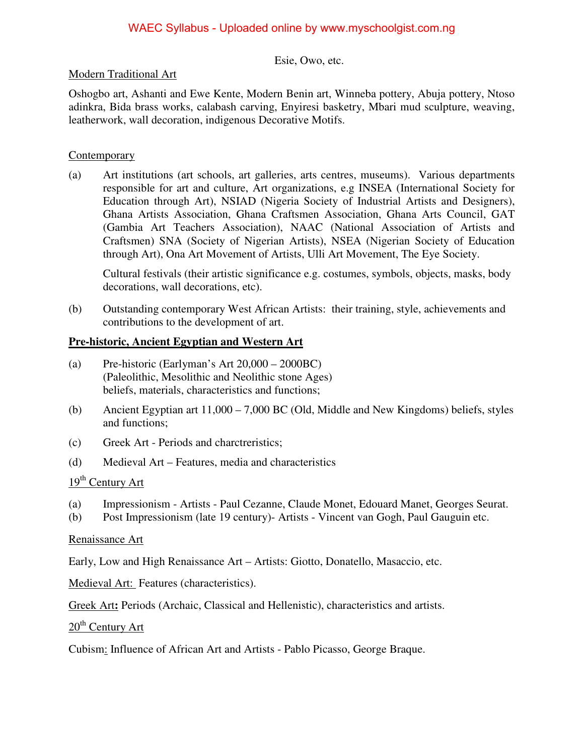Esie, Owo, etc.

Modern Traditional Art

Oshogbo art, Ashanti and Ewe Kente, Modern Benin art, Winneba pottery, Abuja pottery, Ntoso adinkra, Bida brass works, calabash carving, Enyiresi basketry, Mbari mud sculpture, weaving, leatherwork, wall decoration, indigenous Decorative Motifs.

Contemporary

(a) Art institutions (art schools, art galleries, arts centres, museums). Various departments responsible for art and culture, Art organizations, e.g INSEA (International Society for Education through Art), NSIAD (Nigeria Society of Industrial Artists and Designers), Ghana Artists Association, Ghana Craftsmen Association, Ghana Arts Council, GAT (Gambia Art Teachers Association), NAAC (National Association of Artists and Craftsmen) SNA (Society of Nigerian Artists), NSEA (Nigerian Society of Education through Art), Ona Art Movement of Artists, Ulli Art Movement, The Eye Society.

Cultural festivals (their artistic significance e.g. costumes, symbols, objects, masks, body decorations, wall decorations, etc).

(b) Outstanding contemporary West African Artists: their training, style, achievements and contributions to the development of art.

**Pre-historic, Ancient Egyptian and Western Art**

(a) Pre-historic (Earlyman's Art 20,000 – 2000BC)
(Paleolithic, Mesolithic and Neolithic stone Ages)
beliefs, materials, characteristics and functions;

(b) Ancient Egyptian art 11,000 – 7,000 BC (Old, Middle and New Kingdoms) beliefs, styles and functions;

(c) Greek Art - Periods and charctreristics;

(d) Medieval Art – Features, media and characteristics

19th Century Art

(a) Impressionism - Artists - Paul Cezanne, Claude Monet, Edouard Manet, Georges Seurat.
(b) Post Impressionism (late 19 century)- Artists - Vincent van Gogh, Paul Gauguin etc.

Renaissance Art

Early, Low and High Renaissance Art – Artists: Giotto, Donatello, Masaccio, etc.

Medieval Art: Features (characteristics).

Greek Art**:** Periods (Archaic, Classical and Hellenistic), characteristics and artists.

20th Century Art

Cubism: Influence of African Art and Artists - Pablo Picasso, George Braque.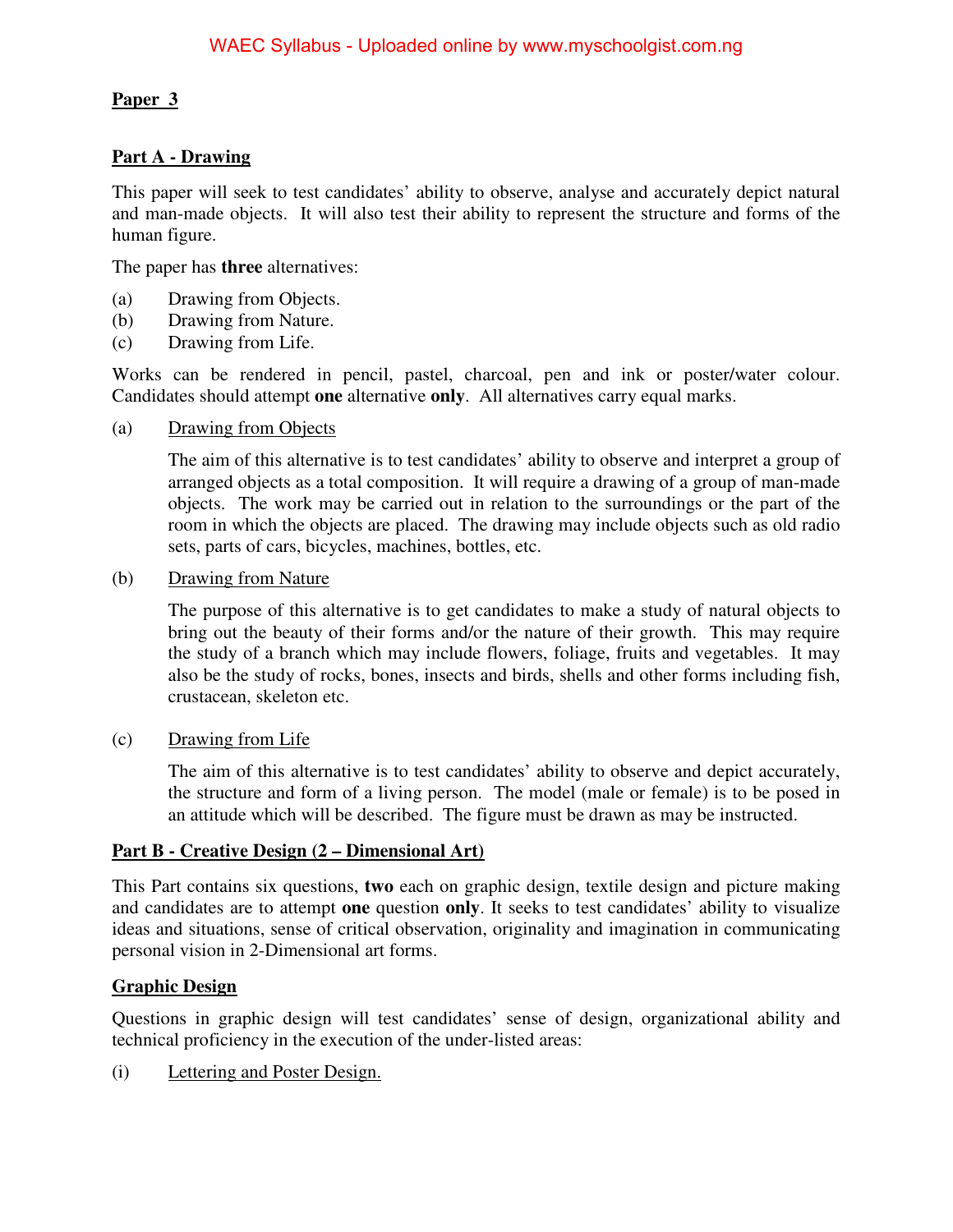**Paper 3**

**Part A - Drawing**

This paper will seek to test candidates' ability to observe, analyse and accurately depict natural and man-made objects. It will also test their ability to represent the structure and forms of the human figure.

The paper has **three** alternatives:

(a) Drawing from Objects.
(b) Drawing from Nature.
(c) Drawing from Life.

Works can be rendered in pencil, pastel, charcoal, pen and ink or poster/water colour. Candidates should attempt **one** alternative **only**. All alternatives carry equal marks.

(a) Drawing from Objects

The aim of this alternative is to test candidates' ability to observe and interpret a group of arranged objects as a total composition. It will require a drawing of a group of man-made objects. The work may be carried out in relation to the surroundings or the part of the room in which the objects are placed. The drawing may include objects such as old radio sets, parts of cars, bicycles, machines, bottles, etc.

(b) Drawing from Nature

The purpose of this alternative is to get candidates to make a study of natural objects to bring out the beauty of their forms and/or the nature of their growth. This may require the study of a branch which may include flowers, foliage, fruits and vegetables. It may also be the study of rocks, bones, insects and birds, shells and other forms including fish, crustacean, skeleton etc.

(c) Drawing from Life

The aim of this alternative is to test candidates' ability to observe and depict accurately, the structure and form of a living person. The model (male or female) is to be posed in an attitude which will be described. The figure must be drawn as may be instructed.

**Part B - Creative Design (2 – Dimensional Art)**

This Part contains six questions, **two** each on graphic design, textile design and picture making and candidates are to attempt **one** question **only**. It seeks to test candidates' ability to visualize ideas and situations, sense of critical observation, originality and imagination in communicating personal vision in 2-Dimensional art forms.

**Graphic Design**

Questions in graphic design will test candidates' sense of design, organizational ability and technical proficiency in the execution of the under-listed areas:

(i) Lettering and Poster Design.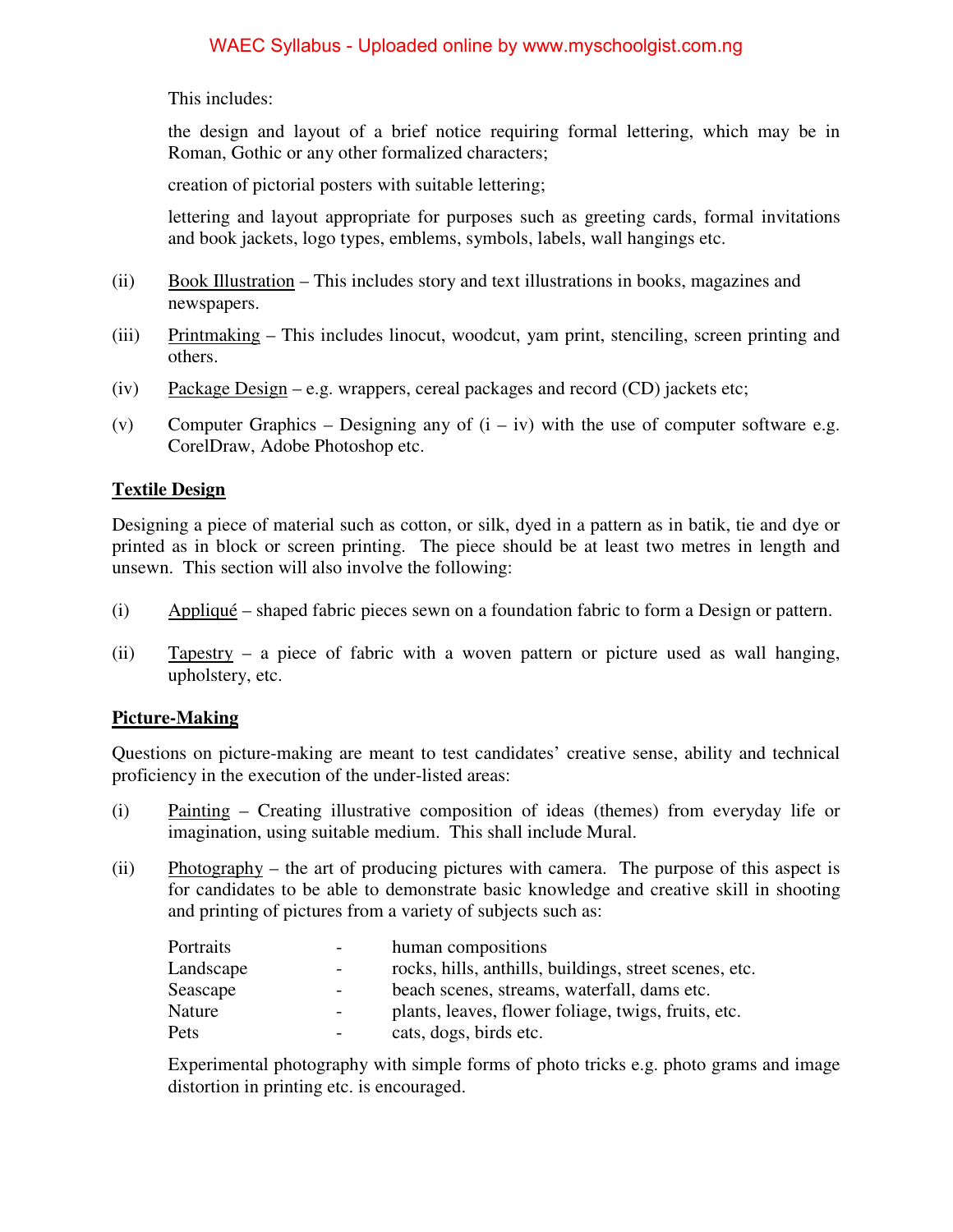This includes:

the design and layout of a brief notice requiring formal lettering, which may be in Roman, Gothic or any other formalized characters;

creation of pictorial posters with suitable lettering;

lettering and layout appropriate for purposes such as greeting cards, formal invitations and book jackets, logo types, emblems, symbols, labels, wall hangings etc.

(ii) Book Illustration – This includes story and text illustrations in books, magazines and newspapers.

(iii) Printmaking – This includes linocut, woodcut, yam print, stenciling, screen printing and others.

(iv) Package Design – e.g. wrappers, cereal packages and record (CD) jackets etc;

(v) Computer Graphics – Designing any of (i – iv) with the use of computer software e.g. CorelDraw, Adobe Photoshop etc.

**Textile Design**

Designing a piece of material such as cotton, or silk, dyed in a pattern as in batik, tie and dye or printed as in block or screen printing. The piece should be at least two metres in length and unsewn. This section will also involve the following:

(i) Appliqué – shaped fabric pieces sewn on a foundation fabric to form a Design or pattern.

(ii) Tapestry – a piece of fabric with a woven pattern or picture used as wall hanging, upholstery, etc.

**Picture-Making**

Questions on picture-making are meant to test candidates' creative sense, ability and technical proficiency in the execution of the under-listed areas:

(i) Painting – Creating illustrative composition of ideas (themes) from everyday life or imagination, using suitable medium. This shall include Mural.

(ii) Photography – the art of producing pictures with camera. The purpose of this aspect is for candidates to be able to demonstrate basic knowledge and creative skill in shooting and printing of pictures from a variety of subjects such as:

| | | |
|---|---|---|
| Portraits | - | human compositions |
| Landscape | - | rocks, hills, anthills, buildings, street scenes, etc. |
| Seascape | - | beach scenes, streams, waterfall, dams etc. |
| Nature | - | plants, leaves, flower foliage, twigs, fruits, etc. |
| Pets | - | cats, dogs, birds etc. |

Experimental photography with simple forms of photo tricks e.g. photo grams and image distortion in printing etc. is encouraged.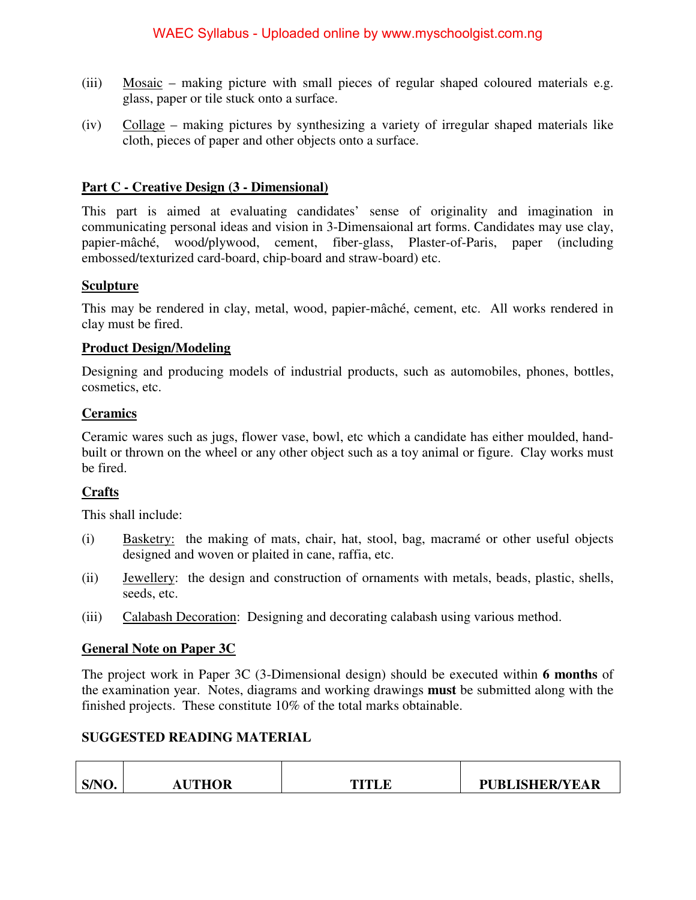(iii) Mosaic – making picture with small pieces of regular shaped coloured materials e.g. glass, paper or tile stuck onto a surface.

(iv) Collage – making pictures by synthesizing a variety of irregular shaped materials like cloth, pieces of paper and other objects onto a surface.

## Part C - Creative Design (3 - Dimensional)

This part is aimed at evaluating candidates' sense of originality and imagination in communicating personal ideas and vision in 3-Dimensaional art forms. Candidates may use clay, papier-mâché, wood/plywood, cement, fiber-glass, Plaster-of-Paris, paper (including embossed/texturized card-board, chip-board and straw-board) etc.

### Sculpture

This may be rendered in clay, metal, wood, papier-mâché, cement, etc. All works rendered in clay must be fired.

### Product Design/Modeling

Designing and producing models of industrial products, such as automobiles, phones, bottles, cosmetics, etc.

### Ceramics

Ceramic wares such as jugs, flower vase, bowl, etc which a candidate has either moulded, hand-built or thrown on the wheel or any other object such as a toy animal or figure. Clay works must be fired.

### Crafts

This shall include:

(i) Basketry: the making of mats, chair, hat, stool, bag, macramé or other useful objects designed and woven or plaited in cane, raffia, etc.

(ii) Jewellery: the design and construction of ornaments with metals, beads, plastic, shells, seeds, etc.

(iii) Calabash Decoration: Designing and decorating calabash using various method.

### General Note on Paper 3C

The project work in Paper 3C (3-Dimensional design) should be executed within **6 months** of the examination year. Notes, diagrams and working drawings **must** be submitted along with the finished projects. These constitute 10% of the total marks obtainable.

## SUGGESTED READING MATERIAL

| S/NO. | AUTHOR | TITLE | PUBLISHER/YEAR |
|---|---|---|---|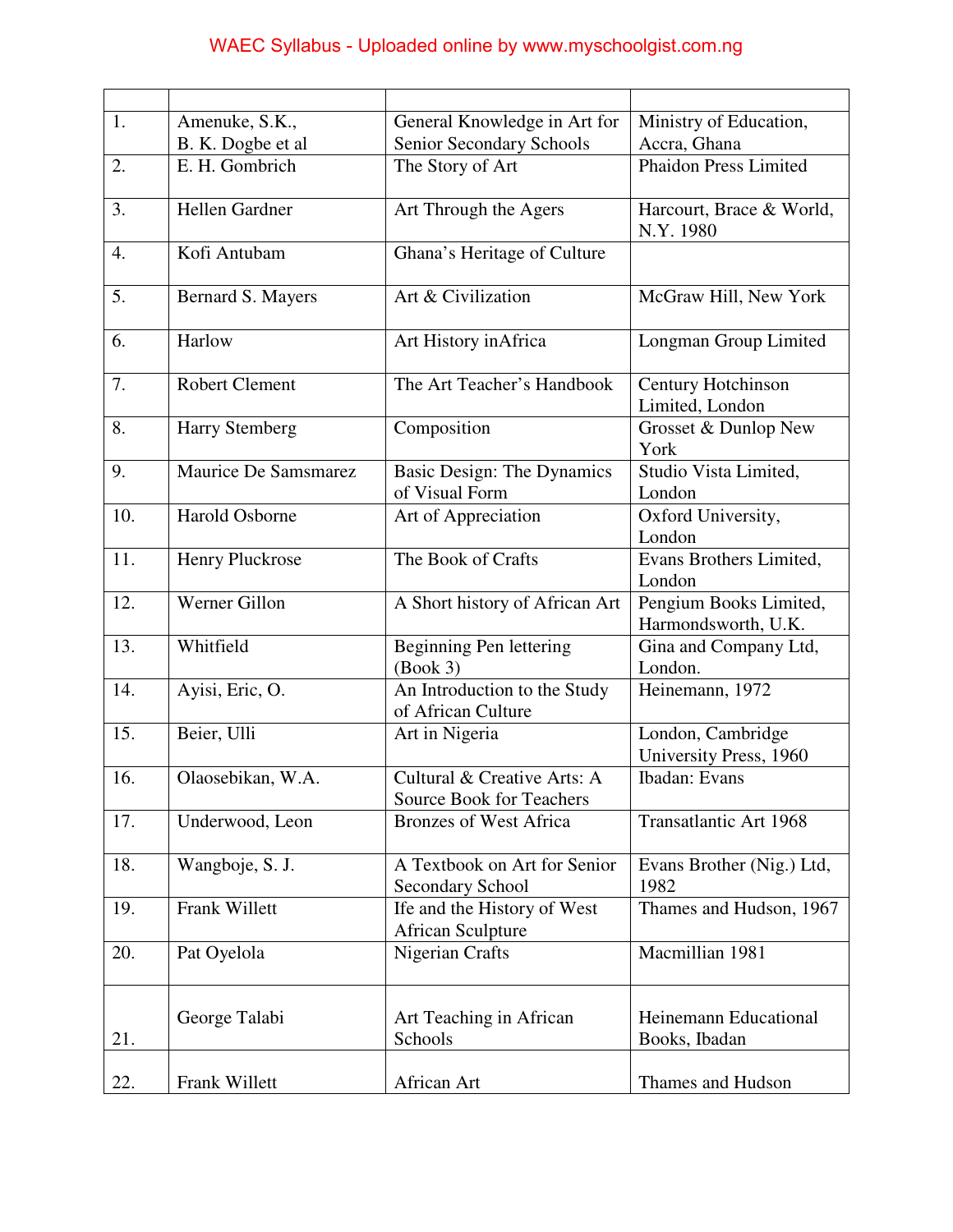| | | | |
|---|---|---|---|
| 1. | Amenuke, S.K., B. K. Dogbe et al | General Knowledge in Art for Senior Secondary Schools | Ministry of Education, Accra, Ghana |
| 2. | E. H. Gombrich | The Story of Art | Phaidon Press Limited |
| 3. | Hellen Gardner | Art Through the Agers | Harcourt, Brace & World, N.Y. 1980 |
| 4. | Kofi Antubam | Ghana's Heritage of Culture | |
| 5. | Bernard S. Mayers | Art & Civilization | McGraw Hill, New York |
| 6. | Harlow | Art History inAfrica | Longman Group Limited |
| 7. | Robert Clement | The Art Teacher's Handbook | Century Hotchinson Limited, London |
| 8. | Harry Stemberg | Composition | Grosset & Dunlop New York |
| 9. | Maurice De Samsmarez | Basic Design: The Dynamics of Visual Form | Studio Vista Limited, London |
| 10. | Harold Osborne | Art of Appreciation | Oxford University, London |
| 11. | Henry Pluckrose | The Book of Crafts | Evans Brothers Limited, London |
| 12. | Werner Gillon | A Short history of African Art | Pengium Books Limited, Harmondsworth, U.K. |
| 13. | Whitfield | Beginning Pen lettering (Book 3) | Gina and Company Ltd, London. |
| 14. | Ayisi, Eric, O. | An Introduction to the Study of African Culture | Heinemann, 1972 |
| 15. | Beier, Ulli | Art in Nigeria | London, Cambridge University Press, 1960 |
| 16. | Olaosebikan, W.A. | Cultural & Creative Arts: A Source Book for Teachers | Ibadan: Evans |
| 17. | Underwood, Leon | Bronzes of West Africa | Transatlantic Art 1968 |
| 18. | Wangboje, S. J. | A Textbook on Art for Senior Secondary School | Evans Brother (Nig.) Ltd, 1982 |
| 19. | Frank Willett | Ife and the History of West African Sculpture | Thames and Hudson, 1967 |
| 20. | Pat Oyelola | Nigerian Crafts | Macmillian 1981 |
| 21. | George Talabi | Art Teaching in African Schools | Heinemann Educational Books, Ibadan |
| 22. | Frank Willett | African Art | Thames and Hudson |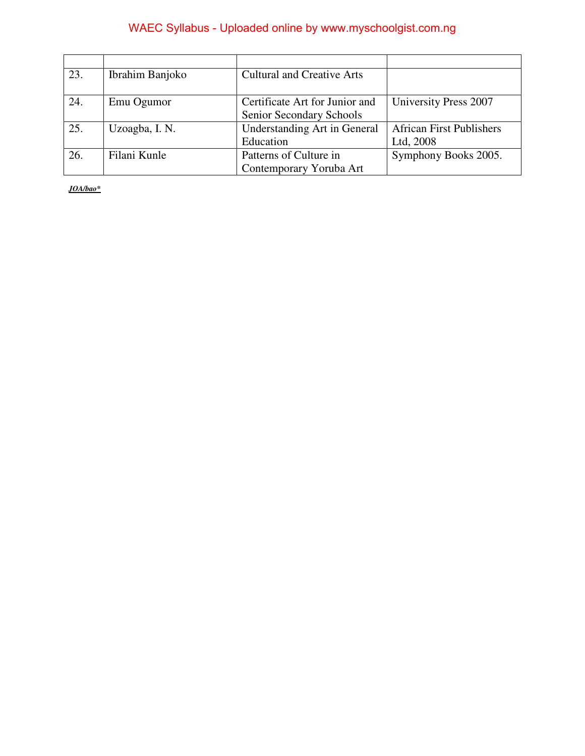| | | | |
|---|---|---|---|
| 23. | Ibrahim Banjoko | Cultural and Creative Arts | |
| 24. | Emu Ogumor | Certificate Art for Junior and Senior Secondary Schools | University Press 2007 |
| 25. | Uzoagba, I. N. | Understanding Art in General Education | African First Publishers Ltd, 2008 |
| 26. | Filani Kunle | Patterns of Culture in Contemporary Yoruba Art | Symphony Books 2005. |

***JOA/bao****